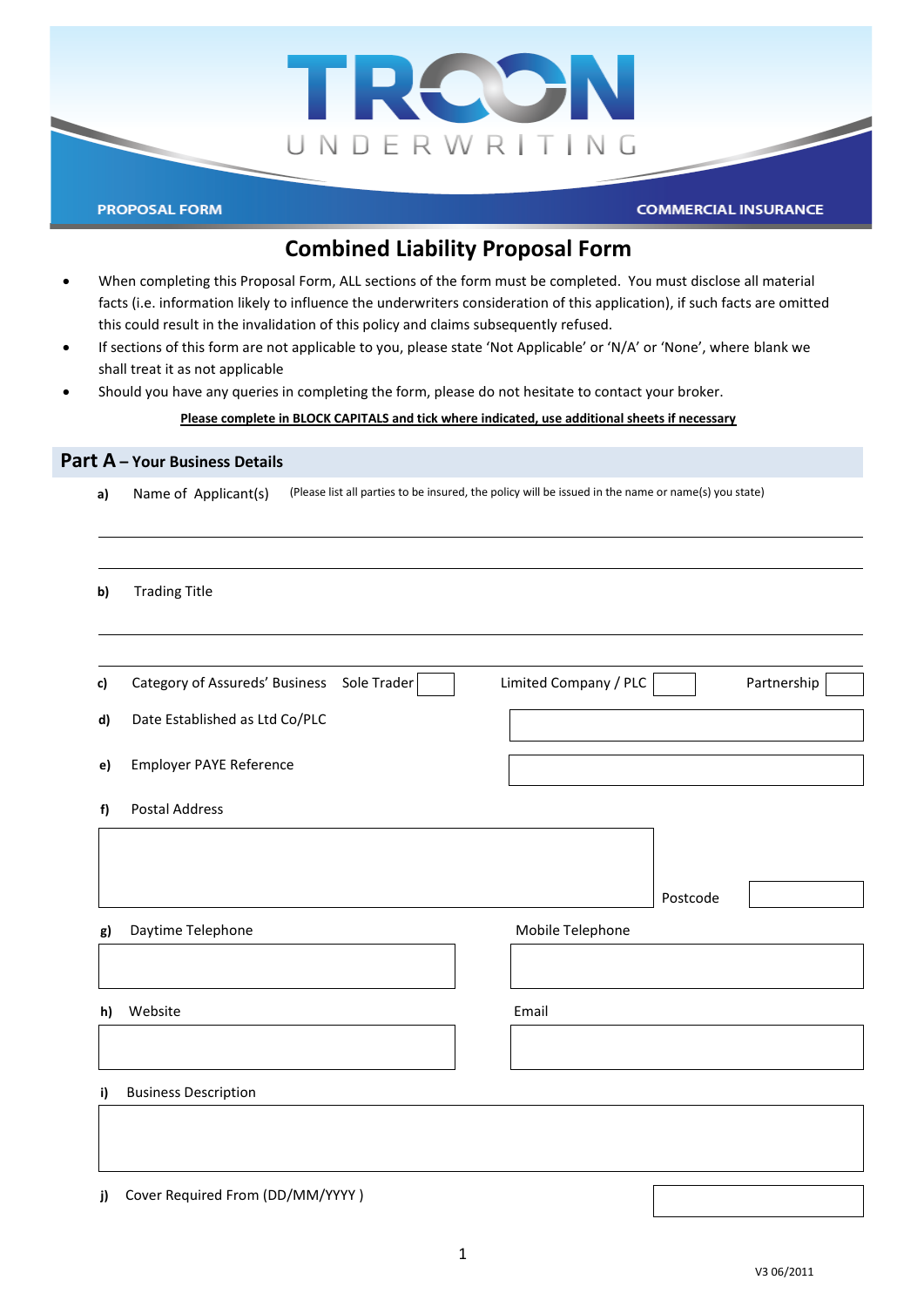TROON UNDERWRITING

PROPOSAL FORM — COMMERCIAL INSURANCE

# Combined Liability Proposal Form

- When completing this Proposal Form, ALL sections of the form must be completed. You must disclose all material facts (i.e. information likely to influence the underwriters consideration of this application), if such facts are omitted this could result in the invalidation of this policy and claims subsequently refused.
- If sections of this form are not applicable to you, please state 'Not Applicable' or 'N/A' or 'None', where blank we shall treat it as not applicable
- Should you have any queries in completing the form, please do not hesitate to contact your broker.

**Please complete in BLOCK CAPITALS and tick where indicated, use additional sheets if necessary**

## Part A – Your Business Details

**a)** Name of Applicant(s) (Please list all parties to be insured, the policy will be issued in the name or name(s) you state)

______________________________

______________________________

**b)** Trading Title

______________________________

______________________________

**c)** Category of Assureds' Business Sole Trader ☐ Limited Company / PLC ☐ Partnership ☐

**d)** Date Established as Ltd Co/PLC ______________

**e)** Employer PAYE Reference ______________

**f)** Postal Address

______________________________

Postcode ______________

**g)** Daytime Telephone ______________ Mobile Telephone ______________

**h)** Website ______________ Email ______________

**i)** Business Description

______________________________

**j)** Cover Required From (DD/MM/YYYY ) ______________

V3 06/2011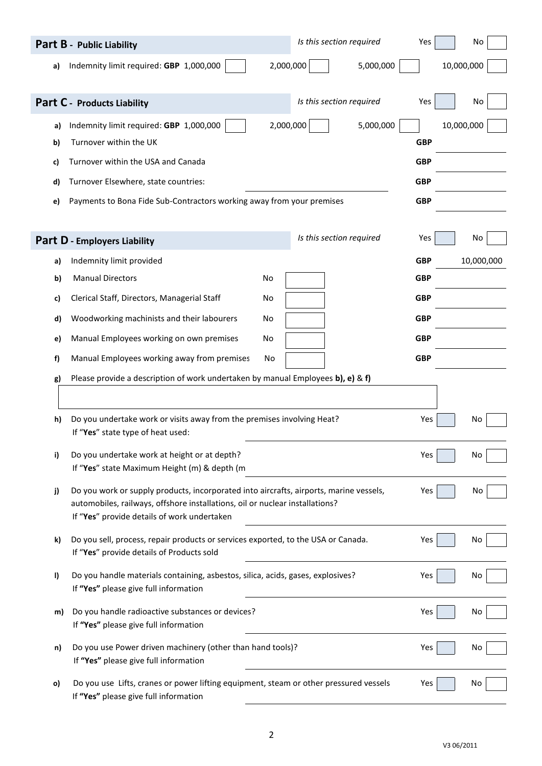## Part B - Public Liability

*Is this section required* Yes ☐ No ☐

a) Indemnity limit required: **GBP** 1,000,000 ☐ 2,000,000 ☐ 5,000,000 ☐ 10,000,000 ☐

## Part C - Products Liability

*Is this section required* Yes ☐ No ☐

a) Indemnity limit required: **GBP** 1,000,000 ☐ 2,000,000 ☐ 5,000,000 ☐ 10,000,000 ☐

b) Turnover within the UK **GBP** ________

c) Turnover within the USA and Canada **GBP** ________

d) Turnover Elsewhere, state countries: ________ **GBP** ________

e) Payments to Bona Fide Sub-Contractors working away from your premises **GBP** ________

## Part D - Employers Liability

*Is this section required* Yes ☐ No ☐

a) Indemnity limit provided **GBP** 10,000,000

| | | No | | GBP |
|---|---|---|---|---|
| b) | Manual Directors | No | ☐ | **GBP** ________ |
| c) | Clerical Staff, Directors, Managerial Staff | No | ☐ | **GBP** ________ |
| d) | Woodworking machinists and their labourers | No | ☐ | **GBP** ________ |
| e) | Manual Employees working on own premises | No | ☐ | **GBP** ________ |
| f) | Manual Employees working away from premises | No | ☐ | **GBP** ________ |

g) Please provide a description of work undertaken by manual Employees **b), e)** & **f)**

________

h) Do you undertake work or visits away from the premises involving Heat? Yes ☐ No ☐
If "**Yes**" state type of heat used: ________

i) Do you undertake work at height or at depth? Yes ☐ No ☐
If "**Yes**" state Maximum Height (m) & depth (m ________

j) Do you work or supply products, incorporated into aircrafts, airports, marine vessels, automobiles, railways, offshore installations, oil or nuclear installations? Yes ☐ No ☐
If "**Yes**" provide details of work undertaken ________

k) Do you sell, process, repair products or services exported, to the USA or Canada. Yes ☐ No ☐
If "**Yes**" provide details of Products sold ________

l) Do you handle materials containing, asbestos, silica, acids, gases, explosives? Yes ☐ No ☐
If **"Yes"** please give full information ________

m) Do you handle radioactive substances or devices? Yes ☐ No ☐
If **"Yes"** please give full information ________

n) Do you use Power driven machinery (other than hand tools)? Yes ☐ No ☐
If **"Yes"** please give full information ________

o) Do you use Lifts, cranes or power lifting equipment, steam or other pressured vessels Yes ☐ No ☐
If **"Yes"** please give full information ________

V3 06/2011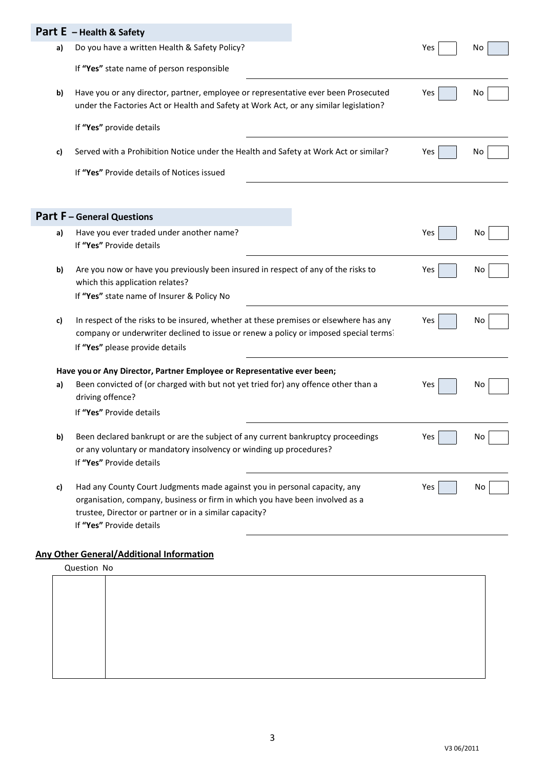## Part E – Health & Safety

**a)** Do you have a written Health & Safety Policy? Yes ☐ No ☐

If **"Yes"** state name of person responsible ________________

**b)** Have you or any director, partner, employee or representative ever been Prosecuted under the Factories Act or Health and Safety at Work Act, or any similar legislation? Yes ☐ No ☐

If **"Yes"** provide details ________________

**c)** Served with a Prohibition Notice under the Health and Safety at Work Act or similar? Yes ☐ No ☐

If **"Yes"** Provide details of Notices issued ________________

## Part F – General Questions

**a)** Have you ever traded under another name? Yes ☐ No ☐

If **"Yes"** Provide details ________________

**b)** Are you now or have you previously been insured in respect of any of the risks to which this application relates? Yes ☐ No ☐

If **"Yes"** state name of Insurer & Policy No ________________

**c)** In respect of the risks to be insured, whether at these premises or elsewhere has any company or underwriter declined to issue or renew a policy or imposed special terms? Yes ☐ No ☐

If **"Yes"** please provide details ________________

**Have you or Any Director, Partner Employee or Representative ever been;**

**a)** Been convicted of (or charged with but not yet tried for) any offence other than a driving offence? Yes ☐ No ☐

If **"Yes"** Provide details ________________

**b)** Been declared bankrupt or are the subject of any current bankruptcy proceedings or any voluntary or mandatory insolvency or winding up procedures? Yes ☐ No ☐

If **"Yes"** Provide details ________________

**c)** Had any County Court Judgments made against you in personal capacity, any organisation, company, business or firm in which you have been involved as a trustee, Director or partner or in a similar capacity? Yes ☐ No ☐

If **"Yes"** Provide details ________________

### Any Other General/Additional Information

| Question No | |
|---|---|
| | |

V3 06/2011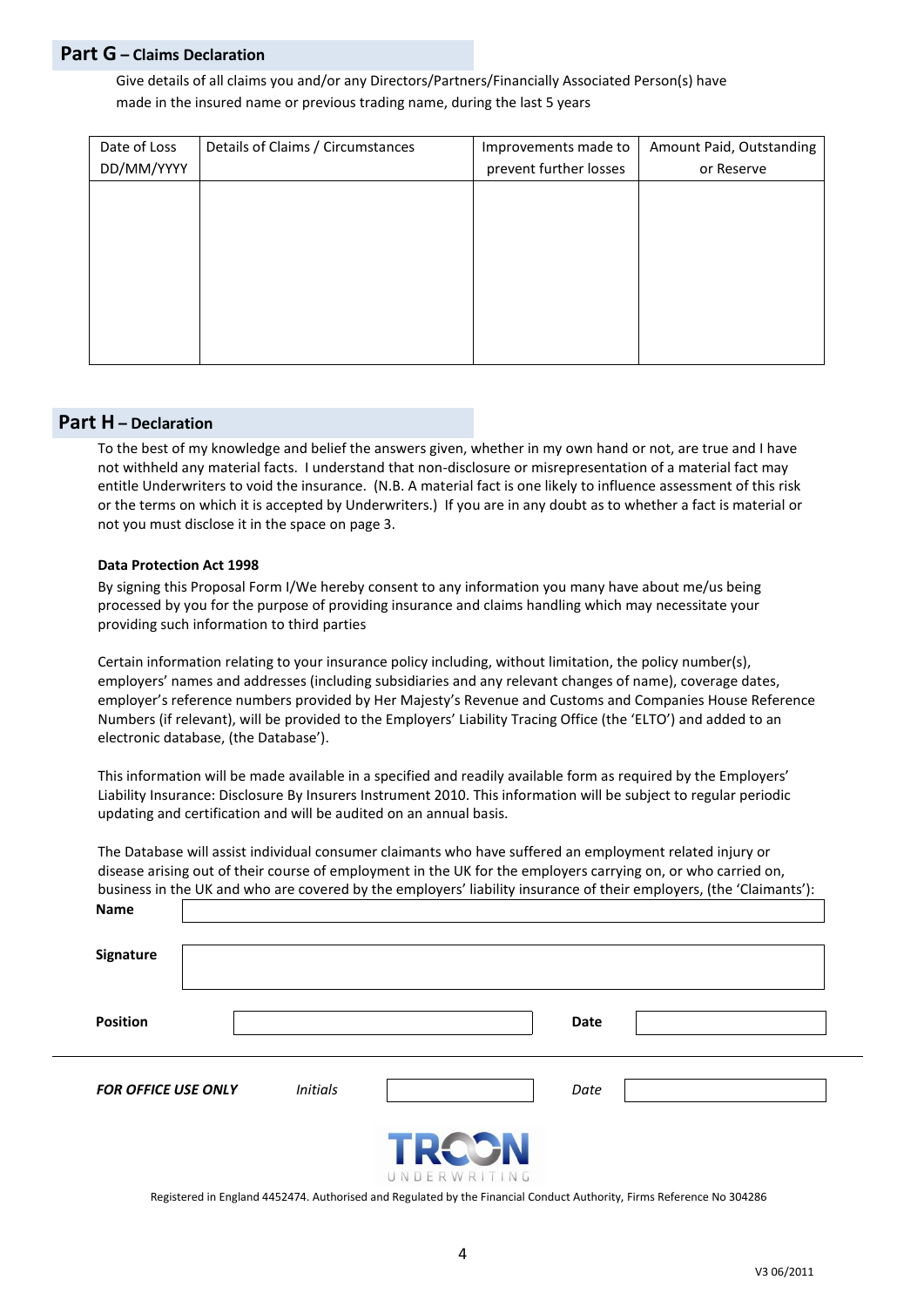## Part G – Claims Declaration

Give details of all claims you and/or any Directors/Partners/Financially Associated Person(s) have made in the insured name or previous trading name, during the last 5 years

| Date of Loss DD/MM/YYYY | Details of Claims / Circumstances | Improvements made to prevent further losses | Amount Paid, Outstanding or Reserve |
|---|---|---|---|
| | | | |

## Part H – Declaration

To the best of my knowledge and belief the answers given, whether in my own hand or not, are true and I have not withheld any material facts. I understand that non-disclosure or misrepresentation of a material fact may entitle Underwriters to void the insurance. (N.B. A material fact is one likely to influence assessment of this risk or the terms on which it is accepted by Underwriters.) If you are in any doubt as to whether a fact is material or not you must disclose it in the space on page 3.

**Data Protection Act 1998**

By signing this Proposal Form I/We hereby consent to any information you many have about me/us being processed by you for the purpose of providing insurance and claims handling which may necessitate your providing such information to third parties

Certain information relating to your insurance policy including, without limitation, the policy number(s), employers' names and addresses (including subsidiaries and any relevant changes of name), coverage dates, employer's reference numbers provided by Her Majesty's Revenue and Customs and Companies House Reference Numbers (if relevant), will be provided to the Employers' Liability Tracing Office (the 'ELTO') and added to an electronic database, (the Database').

This information will be made available in a specified and readily available form as required by the Employers' Liability Insurance: Disclosure By Insurers Instrument 2010. This information will be subject to regular periodic updating and certification and will be audited on an annual basis.

The Database will assist individual consumer claimants who have suffered an employment related injury or disease arising out of their course of employment in the UK for the employers carrying on, or who carried on, business in the UK and who are covered by the employers' liability insurance of their employers, (the 'Claimants'):

**Name** ______________________________

**Signature** ______________________________

**Position** ______________________________ **Date** ______________

***FOR OFFICE USE ONLY*** *Initials* ______________ *Date* ______________

TROON UNDERWRITING

Registered in England 4452474. Authorised and Regulated by the Financial Conduct Authority, Firms Reference No 304286

V3 06/2011